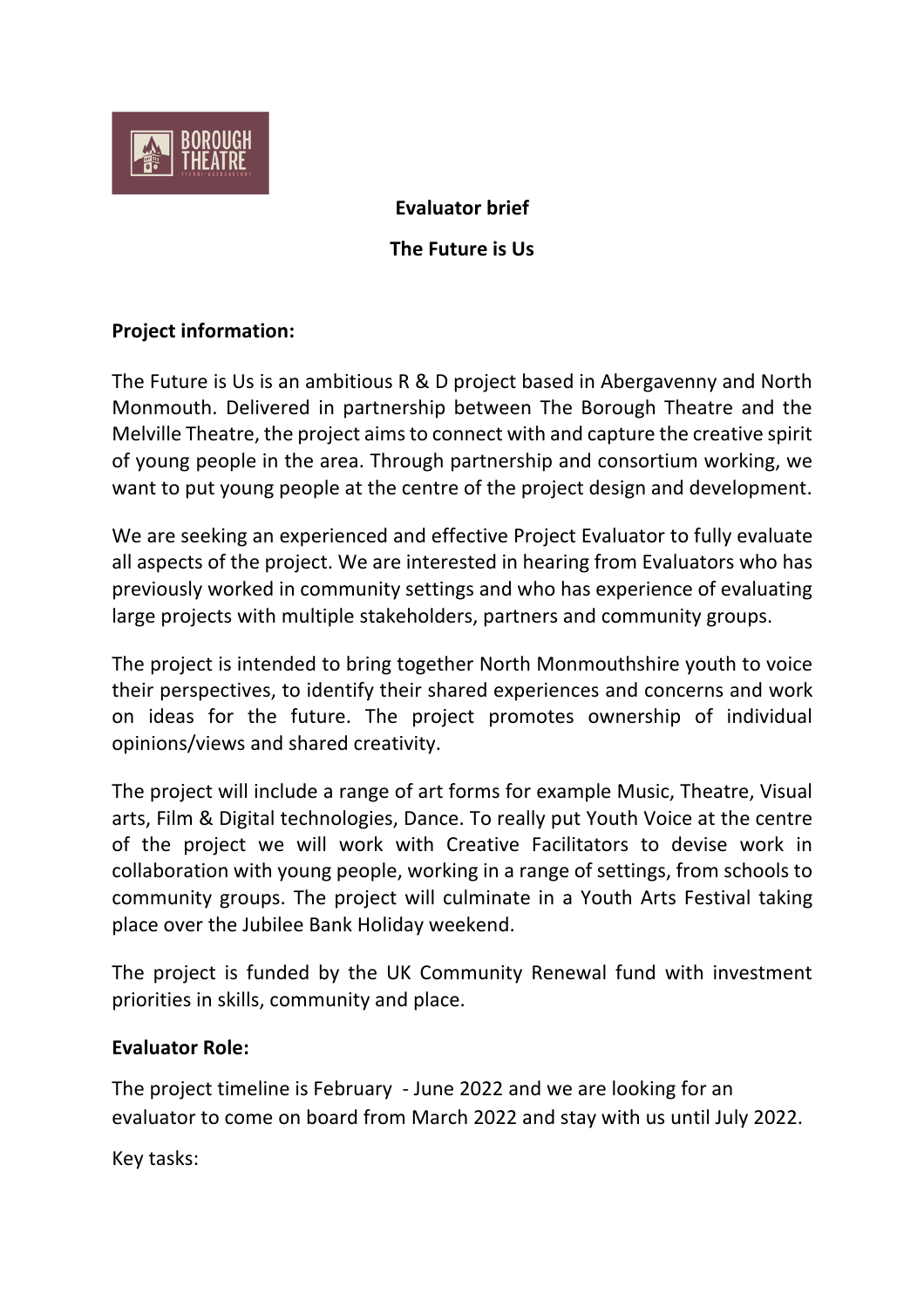**Evaluator brief**

**The Future is Us**

**Project information:**

The Future is Us is an ambitious R & D project based in Abergavenny and North Monmouth. Delivered in partnership between The Borough Theatre and the Melville Theatre, the project aims to connect with and capture the creative spirit of young people in the area. Through partnership and consortium working, we want to put young people at the centre of the project design and development.

We are seeking an experienced and effective Project Evaluator to fully evaluate all aspects of the project. We are interested in hearing from Evaluators who has previously worked in community settings and who has experience of evaluating large projects with multiple stakeholders, partners and community groups.

The project is intended to bring together North Monmouthshire youth to voice their perspectives, to identify their shared experiences and concerns and work on ideas for the future. The project promotes ownership of individual opinions/views and shared creativity.

The project will include a range of art forms for example Music, Theatre, Visual arts, Film & Digital technologies, Dance. To really put Youth Voice at the centre of the project we will work with Creative Facilitators to devise work in collaboration with young people, working in a range of settings, from schools to community groups. The project will culminate in a Youth Arts Festival taking place over the Jubilee Bank Holiday weekend.

The project is funded by the UK Community Renewal fund with investment priorities in skills, community and place.

**Evaluator Role:**

The project timeline is February - June 2022 and we are looking for an evaluator to come on board from March 2022 and stay with us until July 2022.

Key tasks: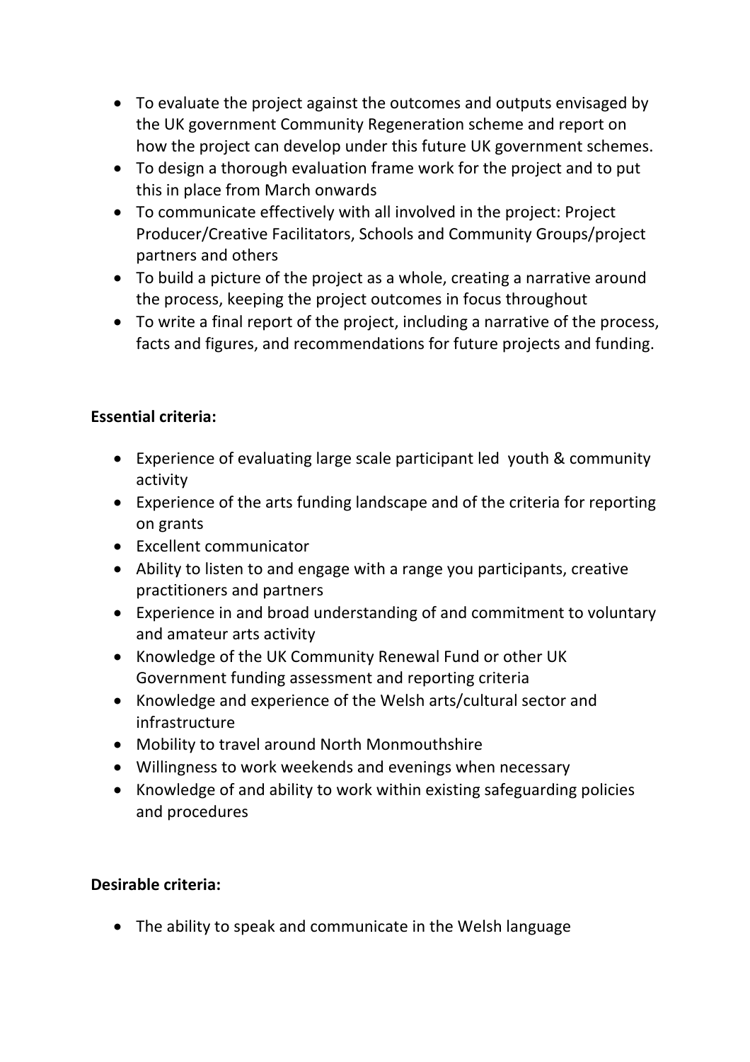- To evaluate the project against the outcomes and outputs envisaged by the UK government Community Regeneration scheme and report on how the project can develop under this future UK government schemes.
- To design a thorough evaluation frame work for the project and to put this in place from March onwards
- To communicate effectively with all involved in the project: Project Producer/Creative Facilitators, Schools and Community Groups/project partners and others
- To build a picture of the project as a whole, creating a narrative around the process, keeping the project outcomes in focus throughout
- To write a final report of the project, including a narrative of the process, facts and figures, and recommendations for future projects and funding.

**Essential criteria:**

- Experience of evaluating large scale participant led  youth & community activity
- Experience of the arts funding landscape and of the criteria for reporting on grants
- Excellent communicator
- Ability to listen to and engage with a range you participants, creative practitioners and partners
- Experience in and broad understanding of and commitment to voluntary and amateur arts activity
- Knowledge of the UK Community Renewal Fund or other UK Government funding assessment and reporting criteria
- Knowledge and experience of the Welsh arts/cultural sector and infrastructure
- Mobility to travel around North Monmouthshire
- Willingness to work weekends and evenings when necessary
- Knowledge of and ability to work within existing safeguarding policies and procedures

**Desirable criteria:**

- The ability to speak and communicate in the Welsh language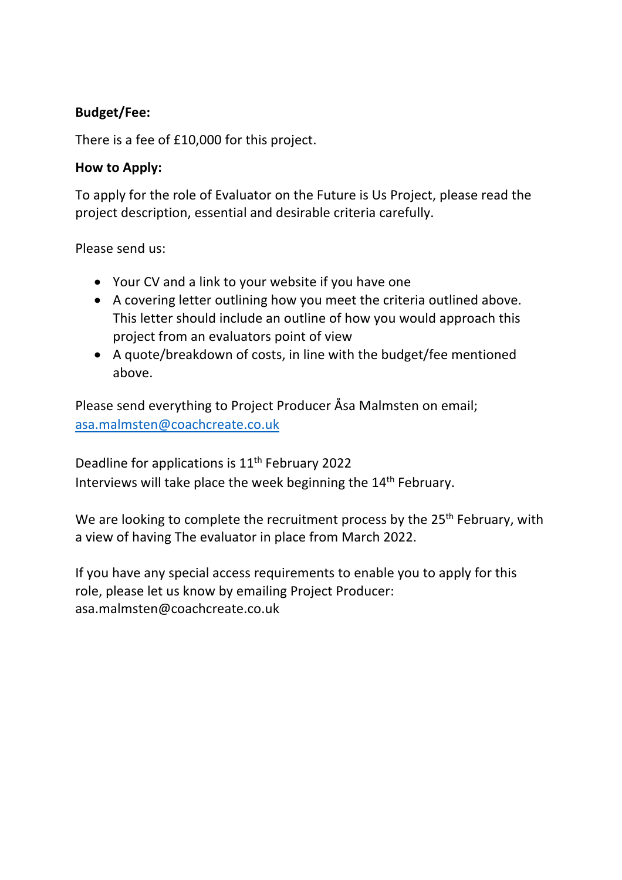**Budget/Fee:**

There is a fee of £10,000 for this project.

**How to Apply:**

To apply for the role of Evaluator on the Future is Us Project, please read the project description, essential and desirable criteria carefully.

Please send us:

- Your CV and a link to your website if you have one
- A covering letter outlining how you meet the criteria outlined above. This letter should include an outline of how you would approach this project from an evaluators point of view
- A quote/breakdown of costs, in line with the budget/fee mentioned above.

Please send everything to Project Producer Åsa Malmsten on email; [asa.malmsten@coachcreate.co.uk](mailto:asa.malmsten@coachcreate.co.uk)

Deadline for applications is 11th February 2022
Interviews will take place the week beginning the 14th February.

We are looking to complete the recruitment process by the 25th February, with a view of having The evaluator in place from March 2022.

If you have any special access requirements to enable you to apply for this role, please let us know by emailing Project Producer: asa.malmsten@coachcreate.co.uk